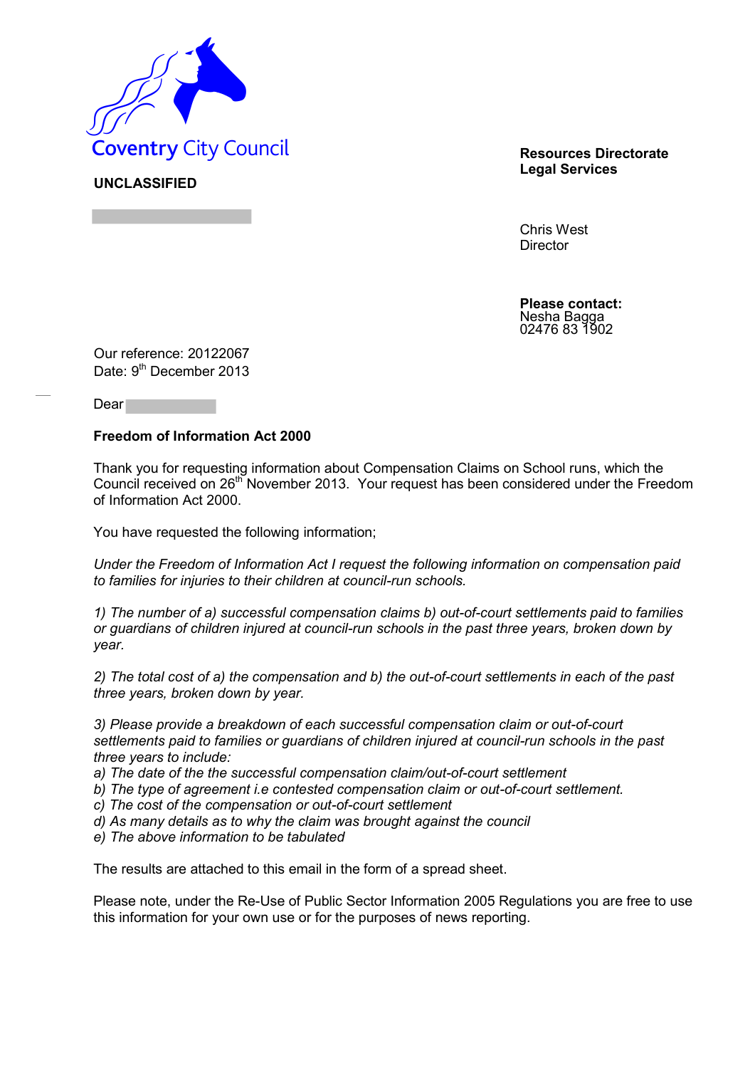Coventry City Council

**UNCLASSIFIED**

**Resources Directorate**
**Legal Services**

Chris West
Director

**Please contact:**
Nesha Bagga
02476 83 1902

Our reference: 20122067
Date: 9th December 2013

Dear

**Freedom of Information Act 2000**

Thank you for requesting information about Compensation Claims on School runs, which the Council received on 26th November 2013. Your request has been considered under the Freedom of Information Act 2000.

You have requested the following information;

*Under the Freedom of Information Act I request the following information on compensation paid to families for injuries to their children at council-run schools.*

*1) The number of a) successful compensation claims b) out-of-court settlements paid to families or guardians of children injured at council-run schools in the past three years, broken down by year.*

*2) The total cost of a) the compensation and b) the out-of-court settlements in each of the past three years, broken down by year.*

*3) Please provide a breakdown of each successful compensation claim or out-of-court settlements paid to families or guardians of children injured at council-run schools in the past three years to include:*
*a) The date of the the successful compensation claim/out-of-court settlement*
*b) The type of agreement i.e contested compensation claim or out-of-court settlement.*
*c) The cost of the compensation or out-of-court settlement*
*d) As many details as to why the claim was brought against the council*
*e) The above information to be tabulated*

The results are attached to this email in the form of a spread sheet.

Please note, under the Re-Use of Public Sector Information 2005 Regulations you are free to use this information for your own use or for the purposes of news reporting.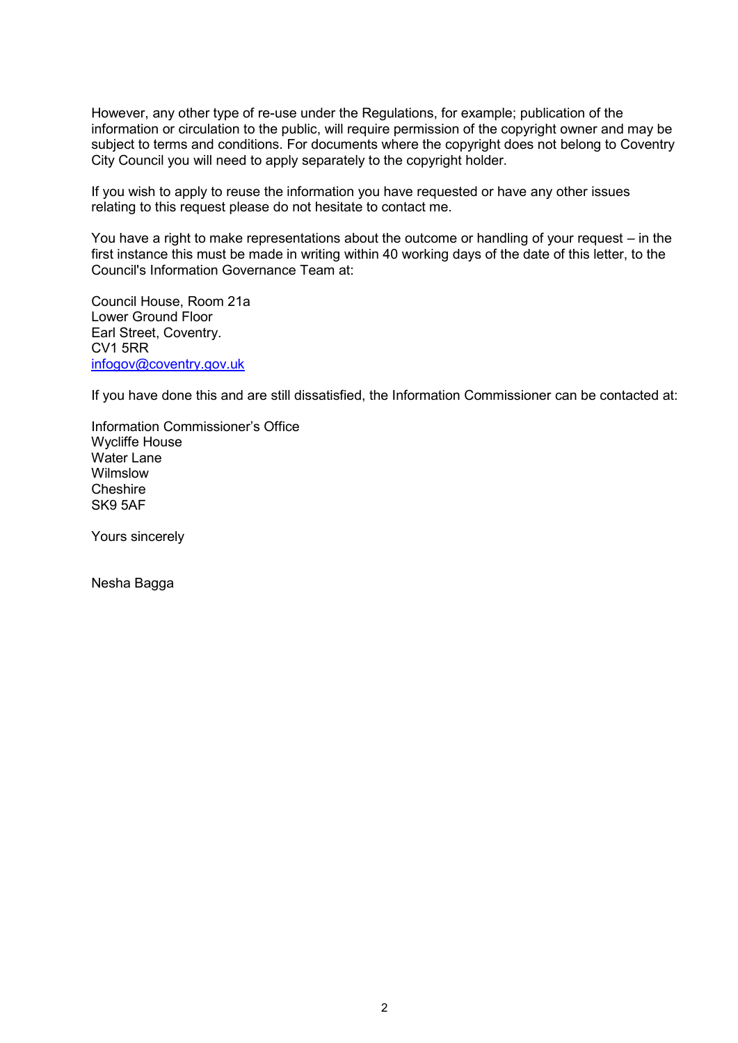However, any other type of re-use under the Regulations, for example; publication of the information or circulation to the public, will require permission of the copyright owner and may be subject to terms and conditions. For documents where the copyright does not belong to Coventry City Council you will need to apply separately to the copyright holder.

If you wish to apply to reuse the information you have requested or have any other issues relating to this request please do not hesitate to contact me.

You have a right to make representations about the outcome or handling of your request – in the first instance this must be made in writing within 40 working days of the date of this letter, to the Council's Information Governance Team at:

Council House, Room 21a  
Lower Ground Floor  
Earl Street, Coventry.  
CV1 5RR  
[infogov@coventry.gov.uk](mailto:infogov@coventry.gov.uk)

If you have done this and are still dissatisfied, the Information Commissioner can be contacted at:

Information Commissioner's Office  
Wycliffe House  
Water Lane  
Wilmslow  
Cheshire  
SK9 5AF

Yours sincerely

Nesha Bagga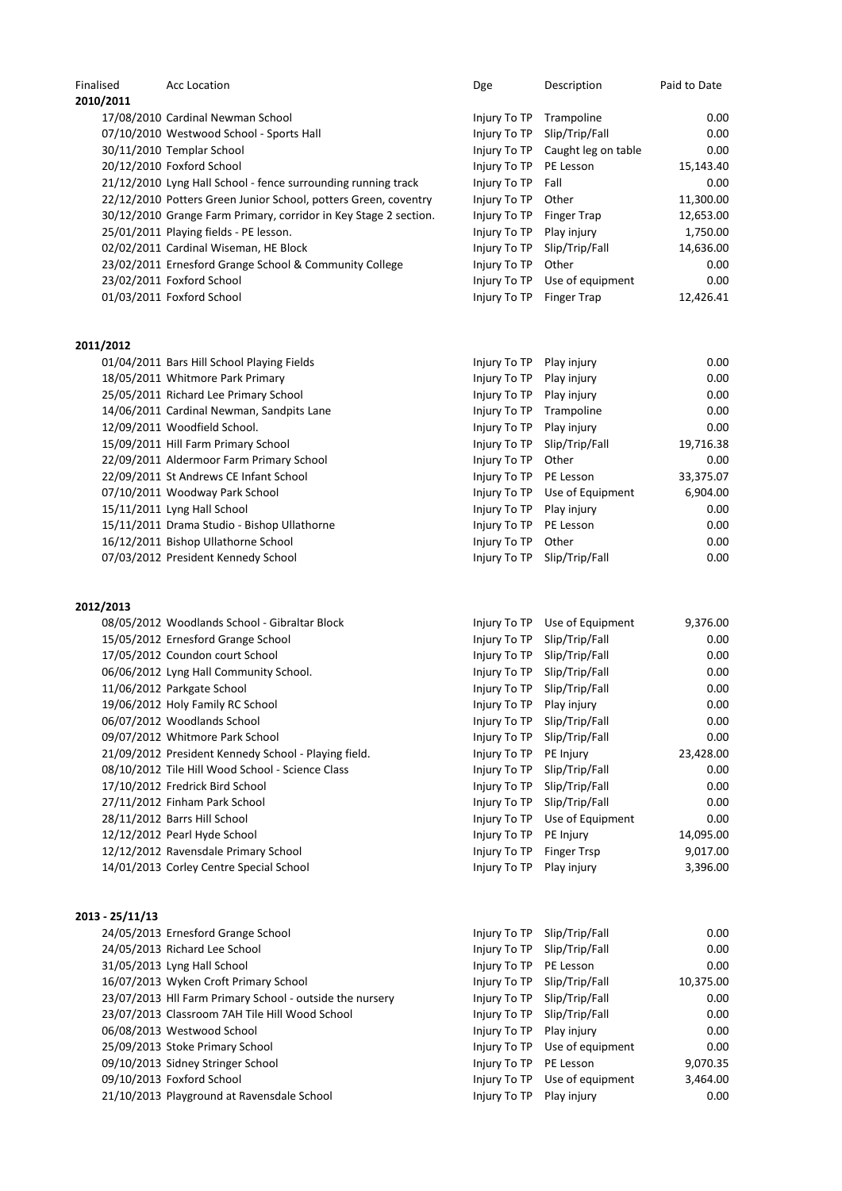| Finalised | Acc Location | Dge | Description | Paid to Date |
|---|---|---|---|---|
| **2010/2011** | | | | |
| 17/08/2010 | Cardinal Newman School | Injury To TP | Trampoline | 0.00 |
| 07/10/2010 | Westwood School - Sports Hall | Injury To TP | Slip/Trip/Fall | 0.00 |
| 30/11/2010 | Templar School | Injury To TP | Caught leg on table | 0.00 |
| 20/12/2010 | Foxford School | Injury To TP | PE Lesson | 15,143.40 |
| 21/12/2010 | Lyng Hall School - fence surrounding running track | Injury To TP | Fall | 0.00 |
| 22/12/2010 | Potters Green Junior School, potters Green, coventry | Injury To TP | Other | 11,300.00 |
| 30/12/2010 | Grange Farm Primary, corridor in Key Stage 2 section. | Injury To TP | Finger Trap | 12,653.00 |
| 25/01/2011 | Playing fields - PE lesson. | Injury To TP | Play injury | 1,750.00 |
| 02/02/2011 | Cardinal Wiseman, HE Block | Injury To TP | Slip/Trip/Fall | 14,636.00 |
| 23/02/2011 | Ernesford Grange School & Community College | Injury To TP | Other | 0.00 |
| 23/02/2011 | Foxford School | Injury To TP | Use of equipment | 0.00 |
| 01/03/2011 | Foxford School | Injury To TP | Finger Trap | 12,426.41 |
| **2011/2012** | | | | |
| 01/04/2011 | Bars Hill School Playing Fields | Injury To TP | Play injury | 0.00 |
| 18/05/2011 | Whitmore Park Primary | Injury To TP | Play injury | 0.00 |
| 25/05/2011 | Richard Lee Primary School | Injury To TP | Play injury | 0.00 |
| 14/06/2011 | Cardinal Newman, Sandpits Lane | Injury To TP | Trampoline | 0.00 |
| 12/09/2011 | Woodfield School. | Injury To TP | Play injury | 0.00 |
| 15/09/2011 | Hill Farm Primary School | Injury To TP | Slip/Trip/Fall | 19,716.38 |
| 22/09/2011 | Aldermoor Farm Primary School | Injury To TP | Other | 0.00 |
| 22/09/2011 | St Andrews CE Infant School | Injury To TP | PE Lesson | 33,375.07 |
| 07/10/2011 | Woodway Park School | Injury To TP | Use of Equipment | 6,904.00 |
| 15/11/2011 | Lyng Hall School | Injury To TP | Play injury | 0.00 |
| 15/11/2011 | Drama Studio - Bishop Ullathorne | Injury To TP | PE Lesson | 0.00 |
| 16/12/2011 | Bishop Ullathorne School | Injury To TP | Other | 0.00 |
| 07/03/2012 | President Kennedy School | Injury To TP | Slip/Trip/Fall | 0.00 |
| **2012/2013** | | | | |
| 08/05/2012 | Woodlands School - Gibraltar Block | Injury To TP | Use of Equipment | 9,376.00 |
| 15/05/2012 | Ernesford Grange School | Injury To TP | Slip/Trip/Fall | 0.00 |
| 17/05/2012 | Coundon court School | Injury To TP | Slip/Trip/Fall | 0.00 |
| 06/06/2012 | Lyng Hall Community School. | Injury To TP | Slip/Trip/Fall | 0.00 |
| 11/06/2012 | Parkgate School | Injury To TP | Slip/Trip/Fall | 0.00 |
| 19/06/2012 | Holy Family RC School | Injury To TP | Play injury | 0.00 |
| 06/07/2012 | Woodlands School | Injury To TP | Slip/Trip/Fall | 0.00 |
| 09/07/2012 | Whitmore Park School | Injury To TP | Slip/Trip/Fall | 0.00 |
| 21/09/2012 | President Kennedy School - Playing field. | Injury To TP | PE Injury | 23,428.00 |
| 08/10/2012 | Tile Hill Wood School - Science Class | Injury To TP | Slip/Trip/Fall | 0.00 |
| 17/10/2012 | Fredrick Bird School | Injury To TP | Slip/Trip/Fall | 0.00 |
| 27/11/2012 | Finham Park School | Injury To TP | Slip/Trip/Fall | 0.00 |
| 28/11/2012 | Barrs Hill School | Injury To TP | Use of Equipment | 0.00 |
| 12/12/2012 | Pearl Hyde School | Injury To TP | PE Injury | 14,095.00 |
| 12/12/2012 | Ravensdale Primary School | Injury To TP | Finger Trsp | 9,017.00 |
| 14/01/2013 | Corley Centre Special School | Injury To TP | Play injury | 3,396.00 |
| **2013 - 25/11/13** | | | | |
| 24/05/2013 | Ernesford Grange School | Injury To TP | Slip/Trip/Fall | 0.00 |
| 24/05/2013 | Richard Lee School | Injury To TP | Slip/Trip/Fall | 0.00 |
| 31/05/2013 | Lyng Hall School | Injury To TP | PE Lesson | 0.00 |
| 16/07/2013 | Wyken Croft Primary School | Injury To TP | Slip/Trip/Fall | 10,375.00 |
| 23/07/2013 | HIl Farm Primary School - outside the nursery | Injury To TP | Slip/Trip/Fall | 0.00 |
| 23/07/2013 | Classroom 7AH Tile Hill Wood School | Injury To TP | Slip/Trip/Fall | 0.00 |
| 06/08/2013 | Westwood School | Injury To TP | Play injury | 0.00 |
| 25/09/2013 | Stoke Primary School | Injury To TP | Use of equipment | 0.00 |
| 09/10/2013 | Sidney Stringer School | Injury To TP | PE Lesson | 9,070.35 |
| 09/10/2013 | Foxford School | Injury To TP | Use of equipment | 3,464.00 |
| 21/10/2013 | Playground at Ravensdale School | Injury To TP | Play injury | 0.00 |